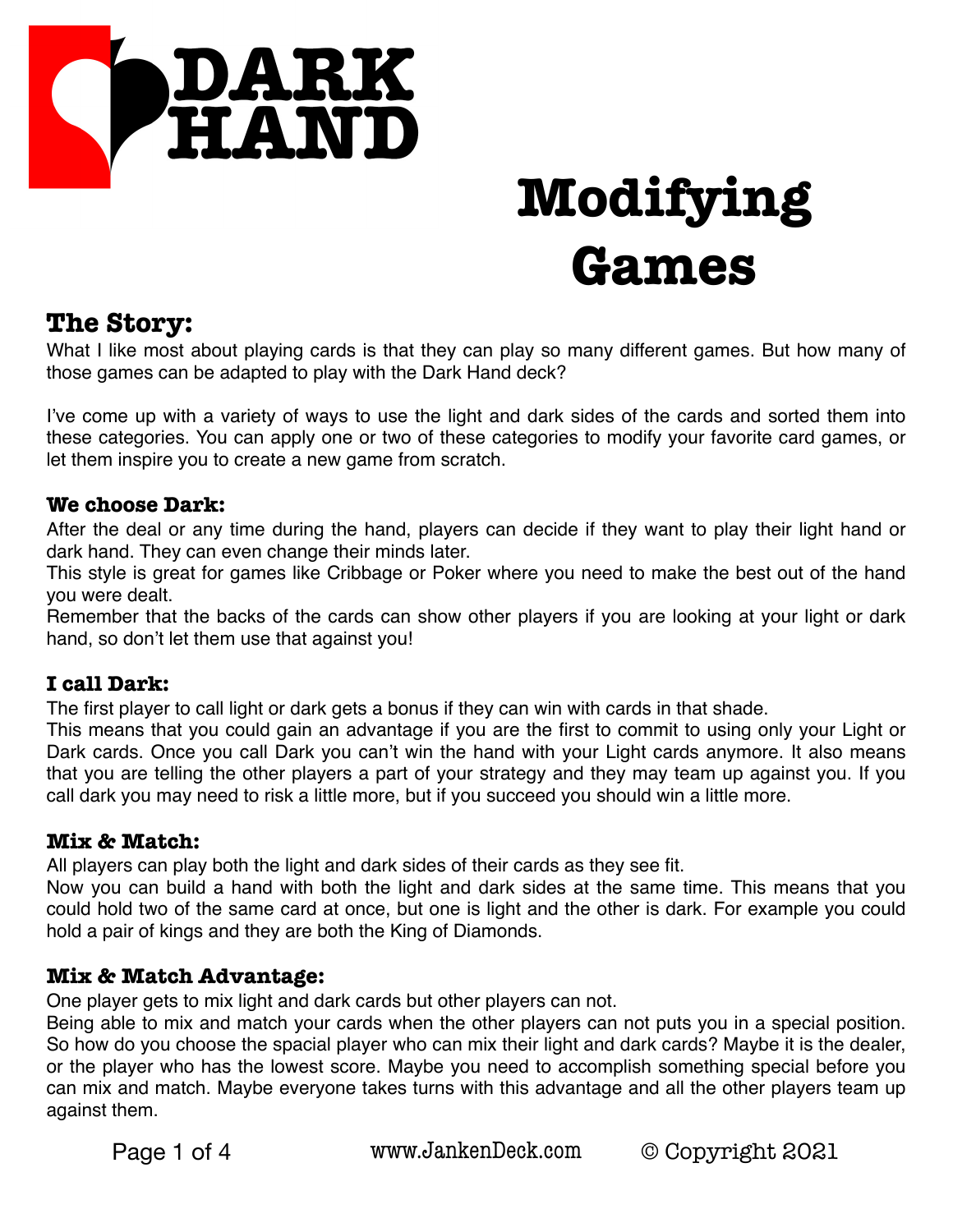# DARK HAND

# Modifying Games

## The Story:

What I like most about playing cards is that they can play so many different games. But how many of those games can be adapted to play with the Dark Hand deck?

I've come up with a variety of ways to use the light and dark sides of the cards and sorted them into these categories. You can apply one or two of these categories to modify your favorite card games, or let them inspire you to create a new game from scratch.

### We choose Dark:

After the deal or any time during the hand, players can decide if they want to play their light hand or dark hand. They can even change their minds later.
This style is great for games like Cribbage or Poker where you need to make the best out of the hand you were dealt.
Remember that the backs of the cards can show other players if you are looking at your light or dark hand, so don't let them use that against you!

### I call Dark:

The first player to call light or dark gets a bonus if they can win with cards in that shade.
This means that you could gain an advantage if you are the first to commit to using only your Light or Dark cards. Once you call Dark you can't win the hand with your Light cards anymore. It also means that you are telling the other players a part of your strategy and they may team up against you. If you call dark you may need to risk a little more, but if you succeed you should win a little more.

### Mix & Match:

All players can play both the light and dark sides of their cards as they see fit.
Now you can build a hand with both the light and dark sides at the same time. This means that you could hold two of the same card at once, but one is light and the other is dark. For example you could hold a pair of kings and they are both the King of Diamonds.

### Mix & Match Advantage:

One player gets to mix light and dark cards but other players can not.
Being able to mix and match your cards when the other players can not puts you in a special position. So how do you choose the spacial player who can mix their light and dark cards? Maybe it is the dealer, or the player who has the lowest score. Maybe you need to accomplish something special before you can mix and match. Maybe everyone takes turns with this advantage and all the other players team up against them.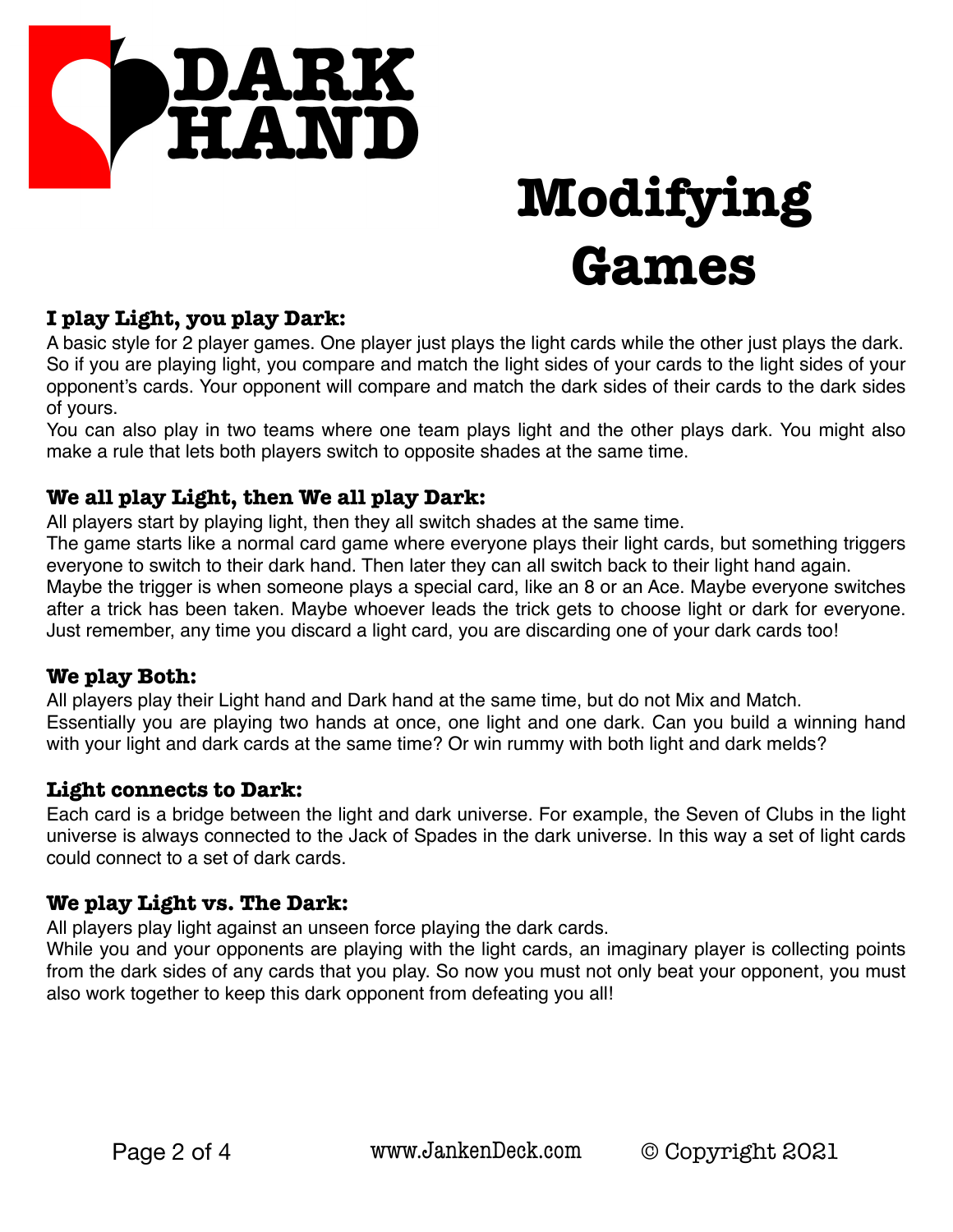# DARK HAND

# Modifying Games

### I play Light, you play Dark:

A basic style for 2 player games. One player just plays the light cards while the other just plays the dark. So if you are playing light, you compare and match the light sides of your cards to the light sides of your opponent's cards. Your opponent will compare and match the dark sides of their cards to the dark sides of yours.

You can also play in two teams where one team plays light and the other plays dark. You might also make a rule that lets both players switch to opposite shades at the same time.

### We all play Light, then We all play Dark:

All players start by playing light, then they all switch shades at the same time.

The game starts like a normal card game where everyone plays their light cards, but something triggers everyone to switch to their dark hand. Then later they can all switch back to their light hand again. Maybe the trigger is when someone plays a special card, like an 8 or an Ace. Maybe everyone switches after a trick has been taken. Maybe whoever leads the trick gets to choose light or dark for everyone. Just remember, any time you discard a light card, you are discarding one of your dark cards too!

### We play Both:

All players play their Light hand and Dark hand at the same time, but do not Mix and Match.

Essentially you are playing two hands at once, one light and one dark. Can you build a winning hand with your light and dark cards at the same time? Or win rummy with both light and dark melds?

### Light connects to Dark:

Each card is a bridge between the light and dark universe. For example, the Seven of Clubs in the light universe is always connected to the Jack of Spades in the dark universe. In this way a set of light cards could connect to a set of dark cards.

### We play Light vs. The Dark:

All players play light against an unseen force playing the dark cards.

While you and your opponents are playing with the light cards, an imaginary player is collecting points from the dark sides of any cards that you play. So now you must not only beat your opponent, you must also work together to keep this dark opponent from defeating you all!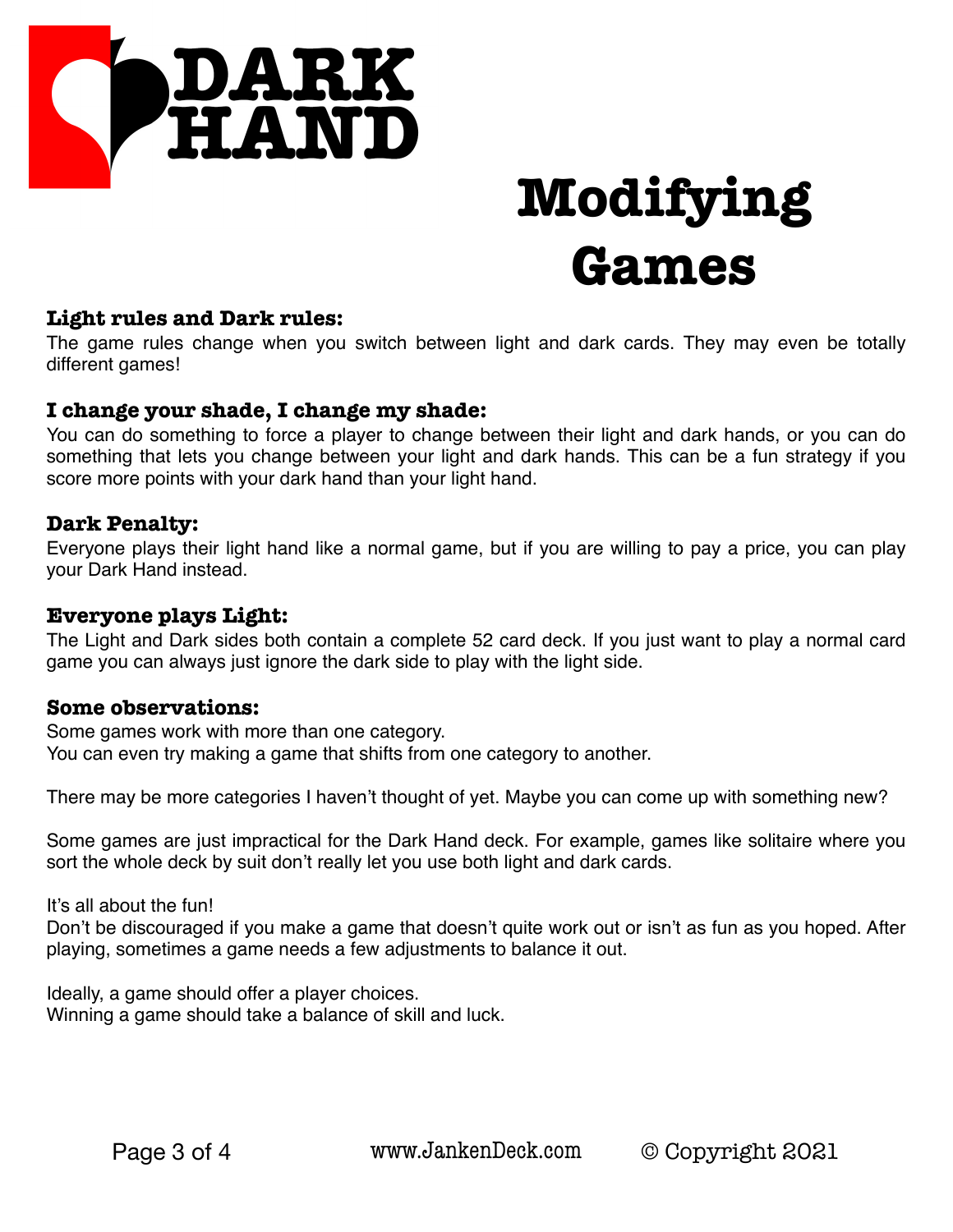# DARK HAND

## Modifying Games

### Light rules and Dark rules:

The game rules change when you switch between light and dark cards. They may even be totally different games!

### I change your shade, I change my shade:

You can do something to force a player to change between their light and dark hands, or you can do something that lets you change between your light and dark hands. This can be a fun strategy if you score more points with your dark hand than your light hand.

### Dark Penalty:

Everyone plays their light hand like a normal game, but if you are willing to pay a price, you can play your Dark Hand instead.

### Everyone plays Light:

The Light and Dark sides both contain a complete 52 card deck. If you just want to play a normal card game you can always just ignore the dark side to play with the light side.

### Some observations:

Some games work with more than one category.
You can even try making a game that shifts from one category to another.

There may be more categories I haven't thought of yet. Maybe you can come up with something new?

Some games are just impractical for the Dark Hand deck. For example, games like solitaire where you sort the whole deck by suit don't really let you use both light and dark cards.

It's all about the fun!
Don't be discouraged if you make a game that doesn't quite work out or isn't as fun as you hoped. After playing, sometimes a game needs a few adjustments to balance it out.

Ideally, a game should offer a player choices.
Winning a game should take a balance of skill and luck.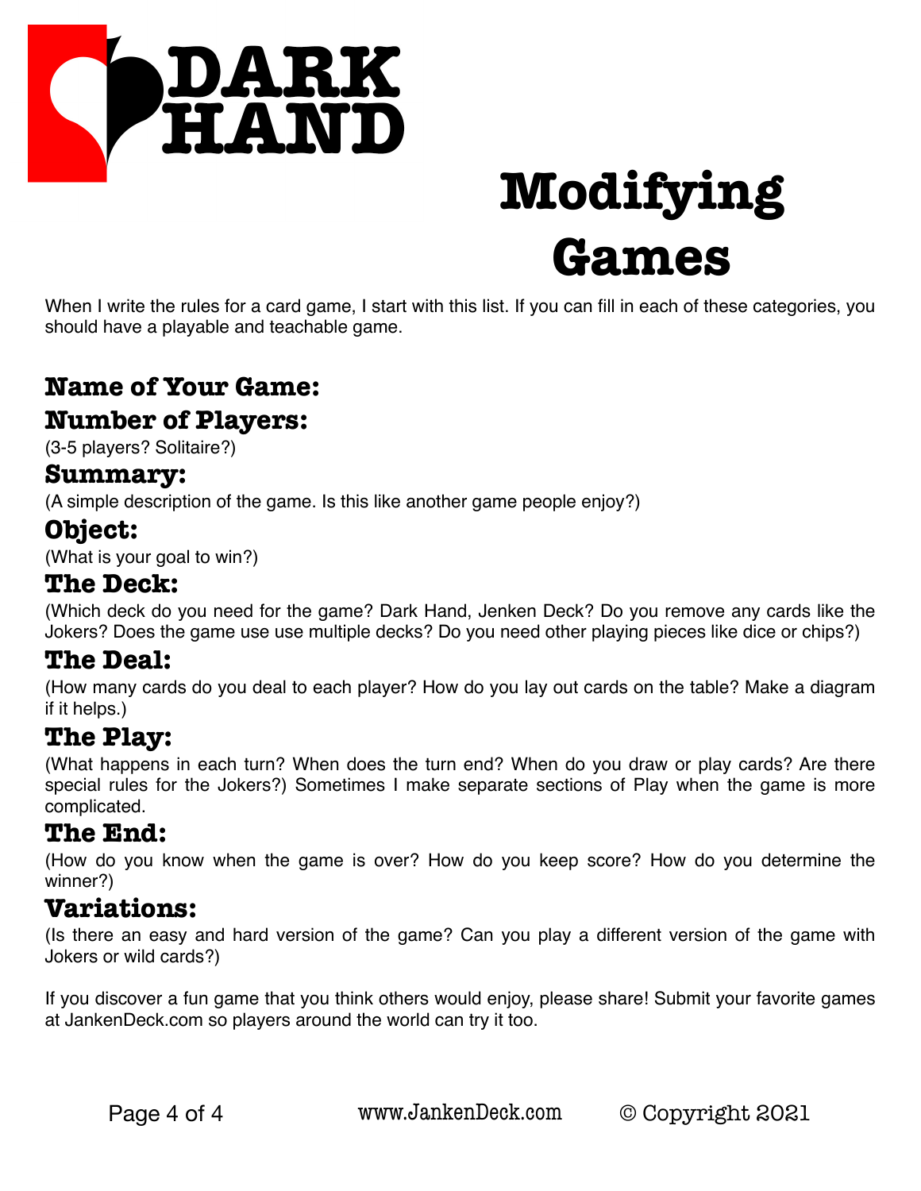DARK HAND

# Modifying Games

When I write the rules for a card game, I start with this list. If you can fill in each of these categories, you should have a playable and teachable game.

## Name of Your Game:

## Number of Players:

(3-5 players? Solitaire?)

## Summary:

(A simple description of the game. Is this like another game people enjoy?)

## Object:

(What is your goal to win?)

## The Deck:

(Which deck do you need for the game? Dark Hand, Jenken Deck? Do you remove any cards like the Jokers? Does the game use use multiple decks? Do you need other playing pieces like dice or chips?)

## The Deal:

(How many cards do you deal to each player? How do you lay out cards on the table? Make a diagram if it helps.)

## The Play:

(What happens in each turn? When does the turn end? When do you draw or play cards? Are there special rules for the Jokers?) Sometimes I make separate sections of Play when the game is more complicated.

## The End:

(How do you know when the game is over? How do you keep score? How do you determine the winner?)

## Variations:

(Is there an easy and hard version of the game? Can you play a different version of the game with Jokers or wild cards?)

If you discover a fun game that you think others would enjoy, please share! Submit your favorite games at JankenDeck.com so players around the world can try it too.